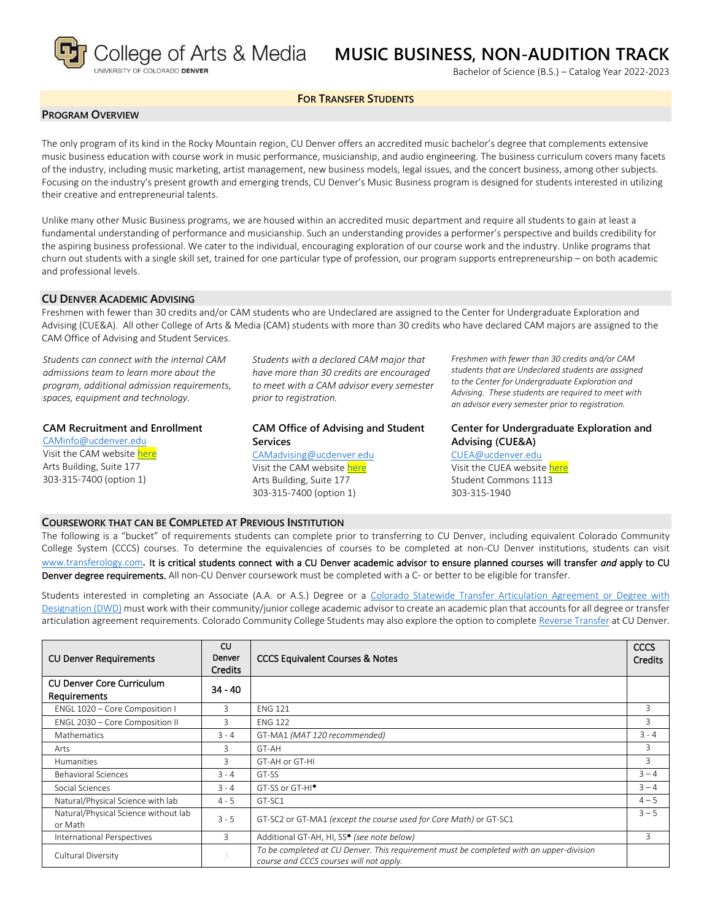College of Arts & Media
UNIVERSITY OF COLORADO DENVER

# MUSIC BUSINESS, NON-AUDITION TRACK

Bachelor of Science (B.S.) – Catalog Year 2022-2023

**FOR TRANSFER STUDENTS**

## PROGRAM OVERVIEW

The only program of its kind in the Rocky Mountain region, CU Denver offers an accredited music bachelor's degree that complements extensive music business education with course work in music performance, musicianship, and audio engineering. The business curriculum covers many facets of the industry, including music marketing, artist management, new business models, legal issues, and the concert business, among other subjects. Focusing on the industry's present growth and emerging trends, CU Denver's Music Business program is designed for students interested in utilizing their creative and entrepreneurial talents.

Unlike many other Music Business programs, we are housed within an accredited music department and require all students to gain at least a fundamental understanding of performance and musicianship. Such an understanding provides a performer's perspective and builds credibility for the aspiring business professional. We cater to the individual, encouraging exploration of our course work and the industry. Unlike programs that churn out students with a single skill set, trained for one particular type of profession, our program supports entrepreneurship – on both academic and professional levels.

## CU DENVER ACADEMIC ADVISING

Freshmen with fewer than 30 credits and/or CAM students who are Undeclared are assigned to the Center for Undergraduate Exploration and Advising (CUE&A). All other College of Arts & Media (CAM) students with more than 30 credits who have declared CAM majors are assigned to the CAM Office of Advising and Student Services.

*Students can connect with the internal CAM admissions team to learn more about the program, additional admission requirements, spaces, equipment and technology.*

**CAM Recruitment and Enrollment**
CAMinfo@ucdenver.edu
Visit the CAM website here
Arts Building, Suite 177
303-315-7400 (option 1)

*Students with a declared CAM major that have more than 30 credits are encouraged to meet with a CAM advisor every semester prior to registration.*

**CAM Office of Advising and Student Services**
CAMadvising@ucdenver.edu
Visit the CAM website here
Arts Building, Suite 177
303-315-7400 (option 1)

*Freshmen with fewer than 30 credits and/or CAM students that are Undeclared students are assigned to the Center for Undergraduate Exploration and Advising. These students are required to meet with an advisor every semester prior to registration.*

**Center for Undergraduate Exploration and Advising (CUE&A)**
CUEA@ucdenver.edu
Visit the CUEA website here
Student Commons 1113
303-315-1940

## COURSEWORK THAT CAN BE COMPLETED AT PREVIOUS INSTITUTION

The following is a "bucket" of requirements students can complete prior to transferring to CU Denver, including equivalent Colorado Community College System (CCCS) courses. To determine the equivalencies of courses to be completed at non-CU Denver institutions, students can visit www.transferology.com**. It is critical students connect with a CU Denver academic advisor to ensure planned courses will transfer *and* apply to CU Denver degree requirements.** All non-CU Denver coursework must be completed with a C- or better to be eligible for transfer.

Students interested in completing an Associate (A.A. or A.S.) Degree or a Colorado Statewide Transfer Articulation Agreement or Degree with Designation (DWD) must work with their community/junior college academic advisor to create an academic plan that accounts for all degree or transfer articulation agreement requirements. Colorado Community College Students may also explore the option to complete Reverse Transfer at CU Denver.

| CU Denver Requirements | CU Denver Credits | CCCS Equivalent Courses & Notes | CCCS Credits |
|---|---|---|---|
| CU Denver Core Curriculum Requirements | 34 - 40 | | |
| ENGL 1020 – Core Composition I | 3 | ENG 121 | 3 |
| ENGL 2030 – Core Composition II | 3 | ENG 122 | 3 |
| Mathematics | 3 - 4 | GT-MA1 *(MAT 120 recommended)* | 3 - 4 |
| Arts | 3 | GT-AH | 3 |
| Humanities | 3 | GT-AH or GT-HI | 3 |
| Behavioral Sciences | 3 - 4 | GT-SS | 3 – 4 |
| Social Sciences | 3 - 4 | GT-SS or GT-HI* | 3 – 4 |
| Natural/Physical Science with lab | 4 - 5 | GT-SC1 | 4 – 5 |
| Natural/Physical Science without lab or Math | 3 - 5 | GT-SC2 or GT-MA1 *(except the course used for Core Math)* or GT-SC1 | 3 – 5 |
| International Perspectives | 3 | Additional GT-AH, HI, SS* *(see note below)* | 3 |
| Cultural Diversity | 3 | *To be completed at CU Denver. This requirement must be completed with an upper-division course and CCCS courses will not apply.* | |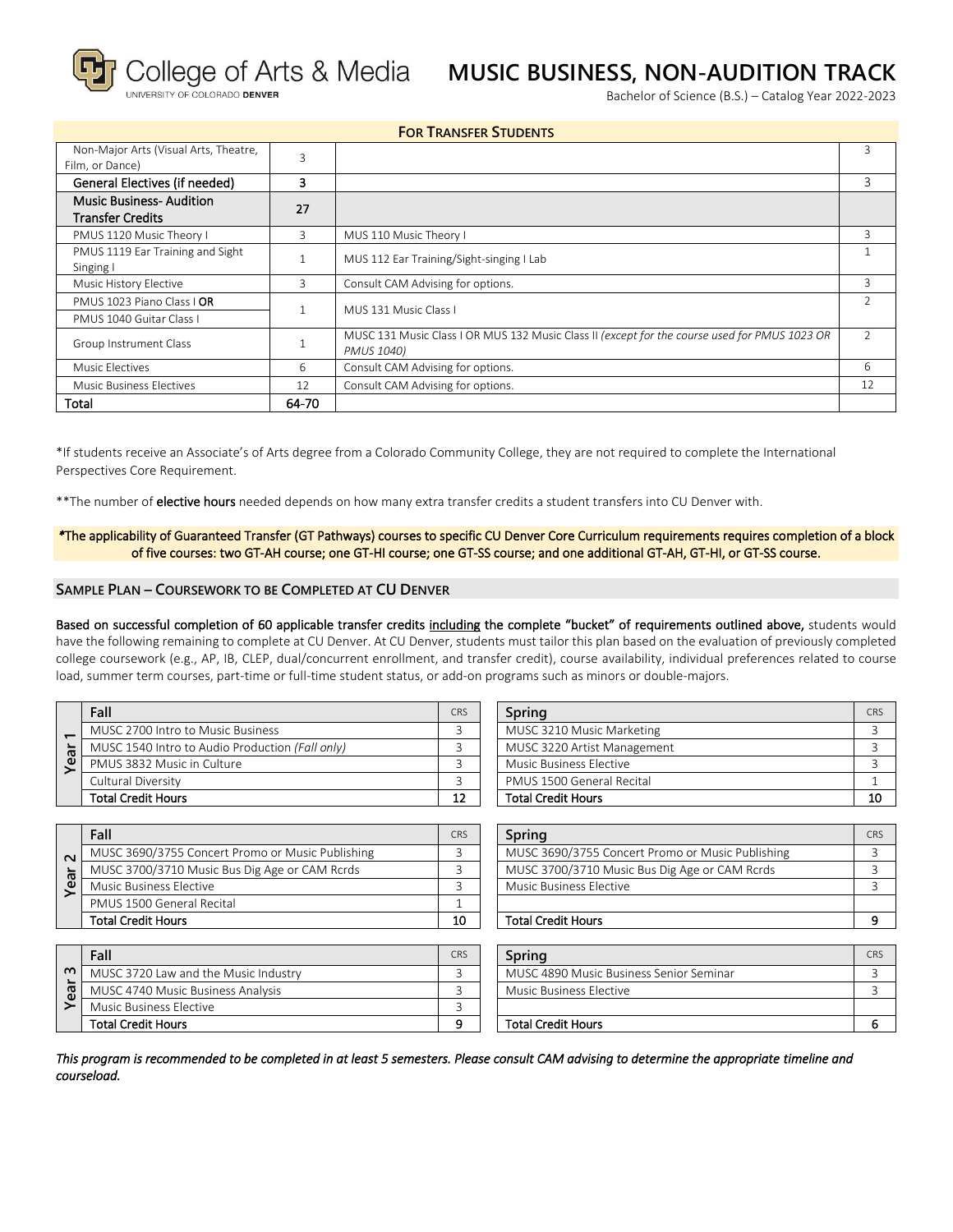# MUSIC BUSINESS, NON-AUDITION TRACK

Bachelor of Science (B.S.) – Catalog Year 2022-2023

| FOR TRANSFER STUDENTS | | | |
|---|---|---|---|
| Non-Major Arts (Visual Arts, Theatre, Film, or Dance) | 3 | | 3 |
| **General Electives (if needed)** | **3** | | 3 |
| **Music Business- Audition Transfer Credits** | **27** | | |
| PMUS 1120 Music Theory I | 3 | MUS 110 Music Theory I | 3 |
| PMUS 1119 Ear Training and Sight Singing I | 1 | MUS 112 Ear Training/Sight-singing I Lab | 1 |
| Music History Elective | 3 | Consult CAM Advising for options. | 3 |
| PMUS 1023 Piano Class I **OR** PMUS 1040 Guitar Class I | 1 | MUS 131 Music Class I | 2 |
| Group Instrument Class | 1 | MUSC 131 Music Class I OR MUS 132 Music Class II *(except for the course used for PMUS 1023 OR PMUS 1040)* | 2 |
| Music Electives | 6 | Consult CAM Advising for options. | 6 |
| Music Business Electives | 12 | Consult CAM Advising for options. | 12 |
| **Total** | **64-70** | | |

*If students receive an Associate's of Arts degree from a Colorado Community College, they are not required to complete the International Perspectives Core Requirement.

**The number of **elective hours** needed depends on how many extra transfer credits a student transfers into CU Denver with.

*The applicability of Guaranteed Transfer (GT Pathways) courses to specific CU Denver Core Curriculum requirements requires completion of a block of five courses: two GT-AH course; one GT-HI course; one GT-SS course; and one additional GT-AH, GT-HI, or GT-SS course.*

## SAMPLE PLAN – COURSEWORK TO BE COMPLETED AT CU DENVER

**Based on successful completion of 60 applicable transfer credits including the complete "bucket" of requirements outlined above,** students would have the following remaining to complete at CU Denver. At CU Denver, students must tailor this plan based on the evaluation of previously completed college coursework (e.g., AP, IB, CLEP, dual/concurrent enrollment, and transfer credit), course availability, individual preferences related to course load, summer term courses, part-time or full-time student status, or add-on programs such as minors or double-majors.

### Year 1

| Fall | CRS |
|---|---|
| MUSC 2700 Intro to Music Business | 3 |
| MUSC 1540 Intro to Audio Production *(Fall only)* | 3 |
| PMUS 3832 Music in Culture | 3 |
| Cultural Diversity | 3 |
| **Total Credit Hours** | **12** |

| Spring | CRS |
|---|---|
| MUSC 3210 Music Marketing | 3 |
| MUSC 3220 Artist Management | 3 |
| Music Business Elective | 3 |
| PMUS 1500 General Recital | 1 |
| **Total Credit Hours** | **10** |

### Year 2

| Fall | CRS |
|---|---|
| MUSC 3690/3755 Concert Promo or Music Publishing | 3 |
| MUSC 3700/3710 Music Bus Dig Age or CAM Rcrds | 3 |
| Music Business Elective | 3 |
| PMUS 1500 General Recital | 1 |
| **Total Credit Hours** | **10** |

| Spring | CRS |
|---|---|
| MUSC 3690/3755 Concert Promo or Music Publishing | 3 |
| MUSC 3700/3710 Music Bus Dig Age or CAM Rcrds | 3 |
| Music Business Elective | 3 |
| | |
| **Total Credit Hours** | **9** |

### Year 3

| Fall | CRS |
|---|---|
| MUSC 3720 Law and the Music Industry | 3 |
| MUSC 4740 Music Business Analysis | 3 |
| Music Business Elective | 3 |
| **Total Credit Hours** | **9** |

| Spring | CRS |
|---|---|
| MUSC 4890 Music Business Senior Seminar | 3 |
| Music Business Elective | 3 |
| | |
| **Total Credit Hours** | **6** |

*This program is recommended to be completed in at least 5 semesters. Please consult CAM advising to determine the appropriate timeline and courseload.*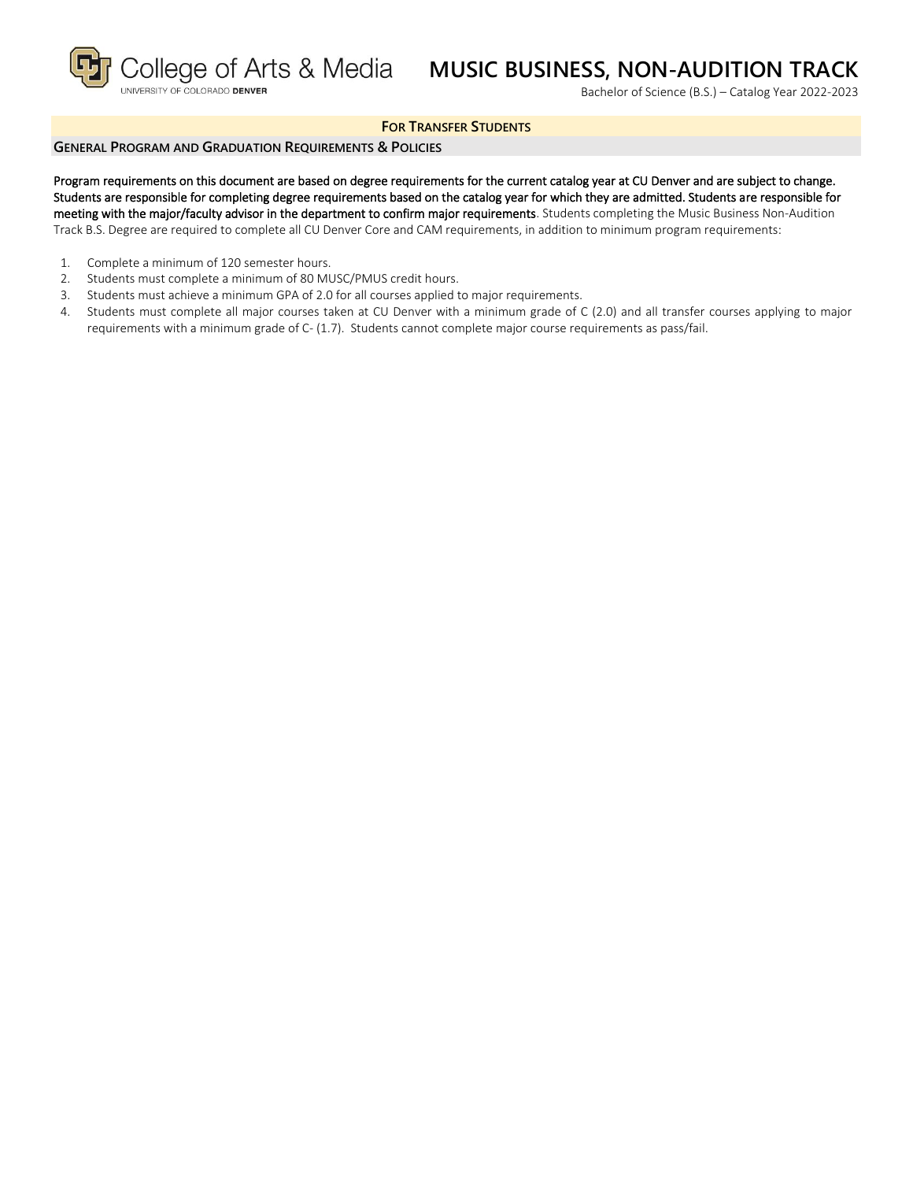# MUSIC BUSINESS, NON-AUDITION TRACK

Bachelor of Science (B.S.) – Catalog Year 2022-2023

## FOR TRANSFER STUDENTS

### GENERAL PROGRAM AND GRADUATION REQUIREMENTS & POLICIES

**Program requirements on this document are based on degree requirements for the current catalog year at CU Denver and are subject to change. Students are responsible for completing degree requirements based on the catalog year for which they are admitted. Students are responsible for meeting with the major/faculty advisor in the department to confirm major requirements**. Students completing the Music Business Non-Audition Track B.S. Degree are required to complete all CU Denver Core and CAM requirements, in addition to minimum program requirements:

1. Complete a minimum of 120 semester hours.
2. Students must complete a minimum of 80 MUSC/PMUS credit hours.
3. Students must achieve a minimum GPA of 2.0 for all courses applied to major requirements.
4. Students must complete all major courses taken at CU Denver with a minimum grade of C (2.0) and all transfer courses applying to major requirements with a minimum grade of C- (1.7). Students cannot complete major course requirements as pass/fail.